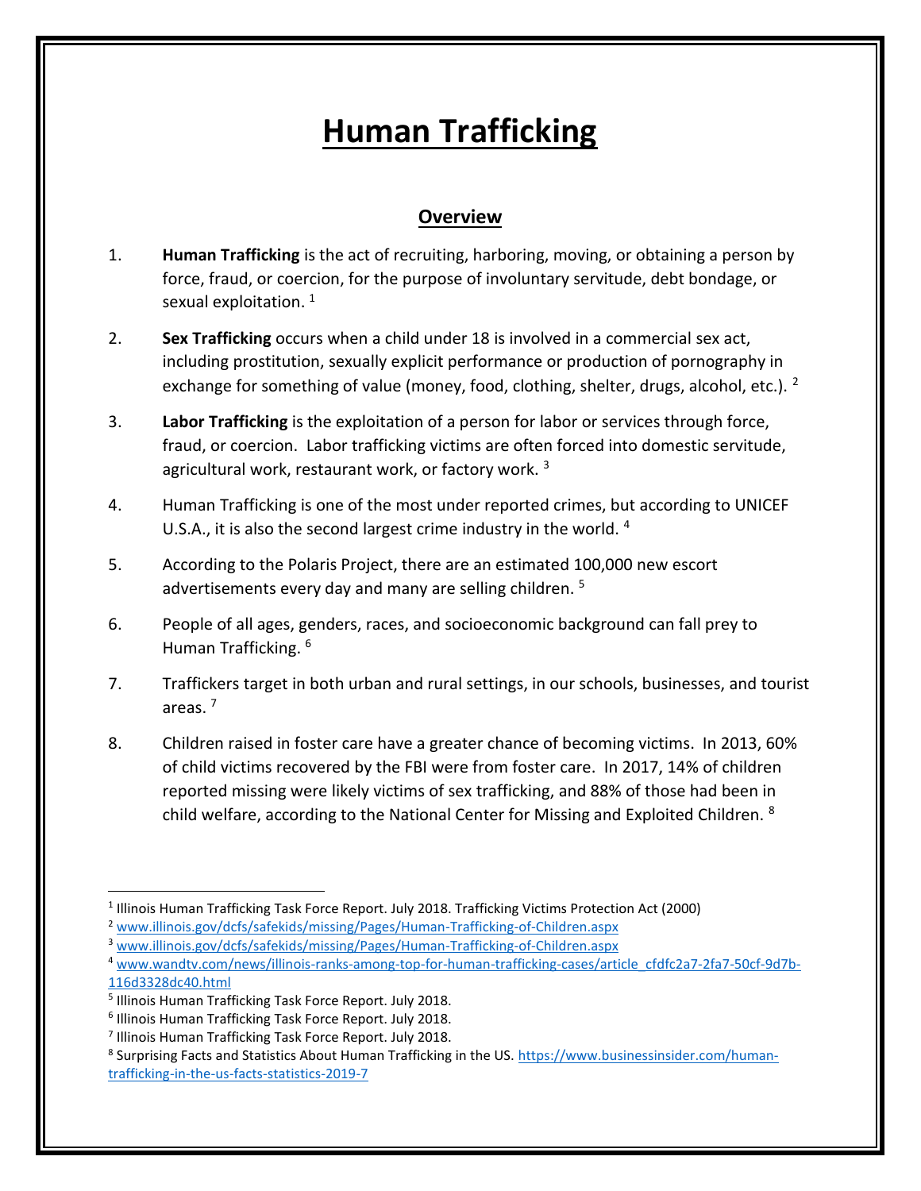# Human Trafficking

## Overview

1. **Human Trafficking** is the act of recruiting, harboring, moving, or obtaining a person by force, fraud, or coercion, for the purpose of involuntary servitude, debt bondage, or sexual exploitation. [1]

2. **Sex Trafficking** occurs when a child under 18 is involved in a commercial sex act, including prostitution, sexually explicit performance or production of pornography in exchange for something of value (money, food, clothing, shelter, drugs, alcohol, etc.). [2]

3. **Labor Trafficking** is the exploitation of a person for labor or services through force, fraud, or coercion. Labor trafficking victims are often forced into domestic servitude, agricultural work, restaurant work, or factory work. [3]

4. Human Trafficking is one of the most under reported crimes, but according to UNICEF U.S.A., it is also the second largest crime industry in the world. [4]

5. According to the Polaris Project, there are an estimated 100,000 new escort advertisements every day and many are selling children. [5]

6. People of all ages, genders, races, and socioeconomic background can fall prey to Human Trafficking. [6]

7. Traffickers target in both urban and rural settings, in our schools, businesses, and tourist areas. [7]

8. Children raised in foster care have a greater chance of becoming victims. In 2013, 60% of child victims recovered by the FBI were from foster care. In 2017, 14% of children reported missing were likely victims of sex trafficking, and 88% of those had been in child welfare, according to the National Center for Missing and Exploited Children. [8]

---

[1] Illinois Human Trafficking Task Force Report. July 2018. Trafficking Victims Protection Act (2000)

[2] www.illinois.gov/dcfs/safekids/missing/Pages/Human-Trafficking-of-Children.aspx

[3] www.illinois.gov/dcfs/safekids/missing/Pages/Human-Trafficking-of-Children.aspx

[4] www.wandtv.com/news/illinois-ranks-among-top-for-human-trafficking-cases/article_cfdfc2a7-2fa7-50cf-9d7b-116d3328dc40.html

[5] Illinois Human Trafficking Task Force Report. July 2018.

[6] Illinois Human Trafficking Task Force Report. July 2018.

[7] Illinois Human Trafficking Task Force Report. July 2018.

[8] Surprising Facts and Statistics About Human Trafficking in the US. https://www.businessinsider.com/human-trafficking-in-the-us-facts-statistics-2019-7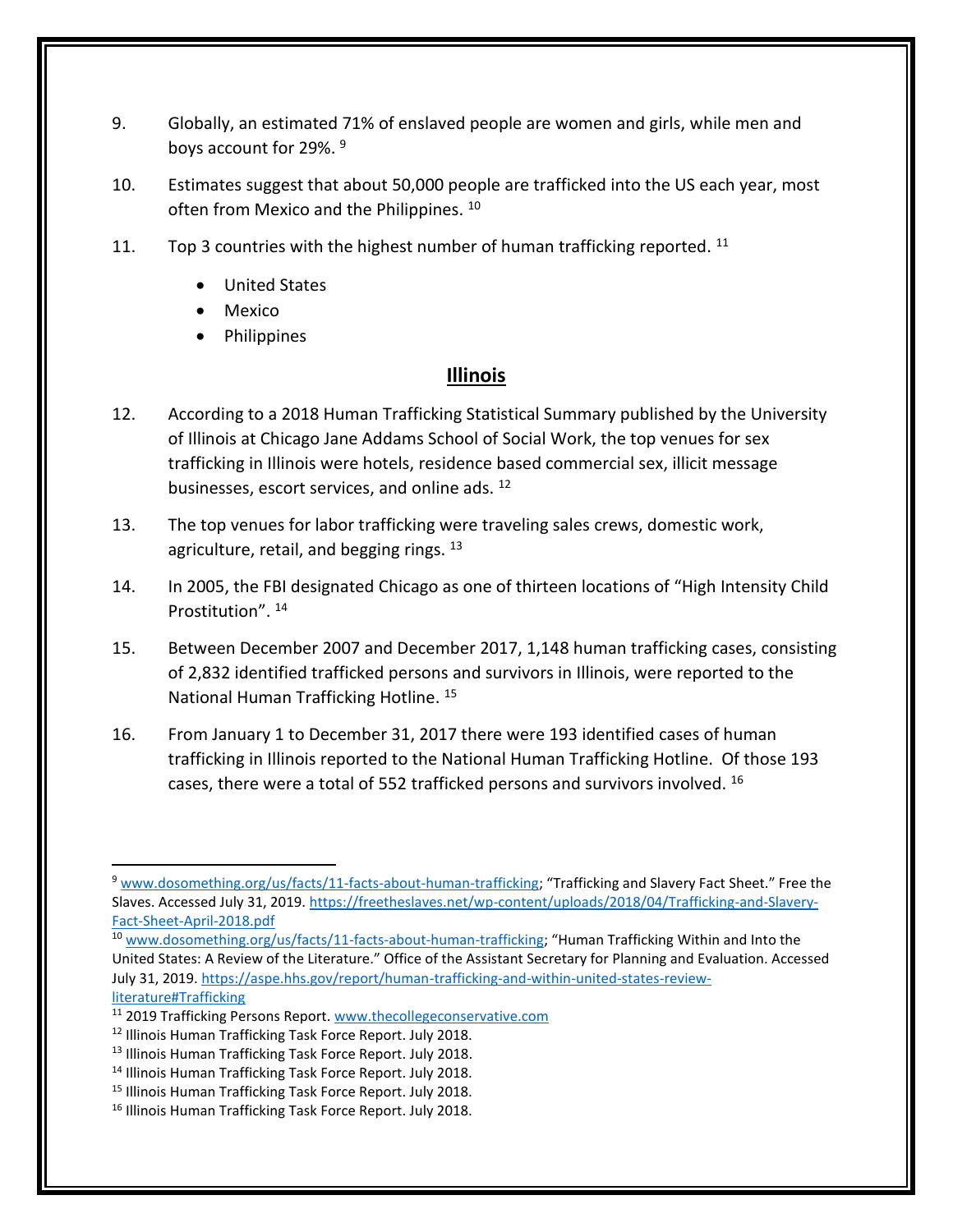9. Globally, an estimated 71% of enslaved people are women and girls, while men and boys account for 29%. [9]

10. Estimates suggest that about 50,000 people are trafficked into the US each year, most often from Mexico and the Philippines. [10]

11. Top 3 countries with the highest number of human trafficking reported. [11]

    - United States
    - Mexico
    - Philippines

## Illinois

12. According to a 2018 Human Trafficking Statistical Summary published by the University of Illinois at Chicago Jane Addams School of Social Work, the top venues for sex trafficking in Illinois were hotels, residence based commercial sex, illicit message businesses, escort services, and online ads. [12]

13. The top venues for labor trafficking were traveling sales crews, domestic work, agriculture, retail, and begging rings. [13]

14. In 2005, the FBI designated Chicago as one of thirteen locations of "High Intensity Child Prostitution". [14]

15. Between December 2007 and December 2017, 1,148 human trafficking cases, consisting of 2,832 identified trafficked persons and survivors in Illinois, were reported to the National Human Trafficking Hotline. [15]

16. From January 1 to December 31, 2017 there were 193 identified cases of human trafficking in Illinois reported to the National Human Trafficking Hotline. Of those 193 cases, there were a total of 552 trafficked persons and survivors involved. [16]

---

[9] www.dosomething.org/us/facts/11-facts-about-human-trafficking; "Trafficking and Slavery Fact Sheet." Free the Slaves. Accessed July 31, 2019. https://freetheslaves.net/wp-content/uploads/2018/04/Trafficking-and-Slavery-Fact-Sheet-April-2018.pdf

[10] www.dosomething.org/us/facts/11-facts-about-human-trafficking; "Human Trafficking Within and Into the United States: A Review of the Literature." Office of the Assistant Secretary for Planning and Evaluation. Accessed July 31, 2019. https://aspe.hhs.gov/report/human-trafficking-and-within-united-states-review-literature#Trafficking

[11] 2019 Trafficking Persons Report. www.thecollegeconservative.com

[12] Illinois Human Trafficking Task Force Report. July 2018.

[13] Illinois Human Trafficking Task Force Report. July 2018.

[14] Illinois Human Trafficking Task Force Report. July 2018.

[15] Illinois Human Trafficking Task Force Report. July 2018.

[16] Illinois Human Trafficking Task Force Report. July 2018.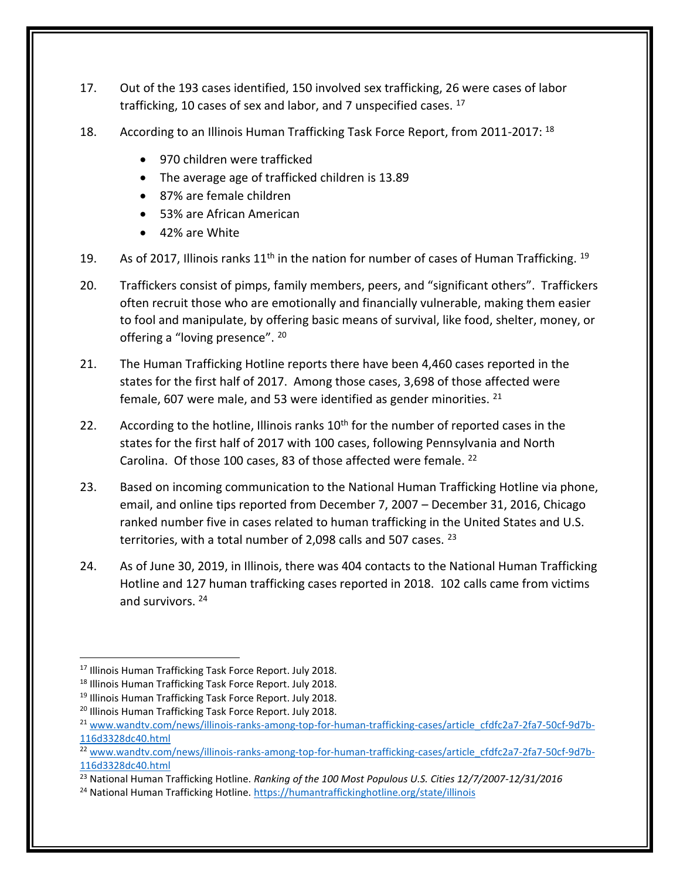17. Out of the 193 cases identified, 150 involved sex trafficking, 26 were cases of labor trafficking, 10 cases of sex and labor, and 7 unspecified cases. [17]

18. According to an Illinois Human Trafficking Task Force Report, from 2011-2017: [18]

    - 970 children were trafficked
    - The average age of trafficked children is 13.89
    - 87% are female children
    - 53% are African American
    - 42% are White

19. As of 2017, Illinois ranks 11th in the nation for number of cases of Human Trafficking. [19]

20. Traffickers consist of pimps, family members, peers, and "significant others". Traffickers often recruit those who are emotionally and financially vulnerable, making them easier to fool and manipulate, by offering basic means of survival, like food, shelter, money, or offering a "loving presence". [20]

21. The Human Trafficking Hotline reports there have been 4,460 cases reported in the states for the first half of 2017. Among those cases, 3,698 of those affected were female, 607 were male, and 53 were identified as gender minorities. [21]

22. According to the hotline, Illinois ranks 10th for the number of reported cases in the states for the first half of 2017 with 100 cases, following Pennsylvania and North Carolina. Of those 100 cases, 83 of those affected were female. [22]

23. Based on incoming communication to the National Human Trafficking Hotline via phone, email, and online tips reported from December 7, 2007 – December 31, 2016, Chicago ranked number five in cases related to human trafficking in the United States and U.S. territories, with a total number of 2,098 calls and 507 cases. [23]

24. As of June 30, 2019, in Illinois, there was 404 contacts to the National Human Trafficking Hotline and 127 human trafficking cases reported in 2018. 102 calls came from victims and survivors. [24]

---

[17] Illinois Human Trafficking Task Force Report. July 2018.

[18] Illinois Human Trafficking Task Force Report. July 2018.

[19] Illinois Human Trafficking Task Force Report. July 2018.

[20] Illinois Human Trafficking Task Force Report. July 2018.

[21] www.wandtv.com/news/illinois-ranks-among-top-for-human-trafficking-cases/article_cfdfc2a7-2fa7-50cf-9d7b-116d3328dc40.html

[22] www.wandtv.com/news/illinois-ranks-among-top-for-human-trafficking-cases/article_cfdfc2a7-2fa7-50cf-9d7b-116d3328dc40.html

[23] National Human Trafficking Hotline. *Ranking of the 100 Most Populous U.S. Cities 12/7/2007-12/31/2016*

[24] National Human Trafficking Hotline. https://humantraffickinghotline.org/state/illinois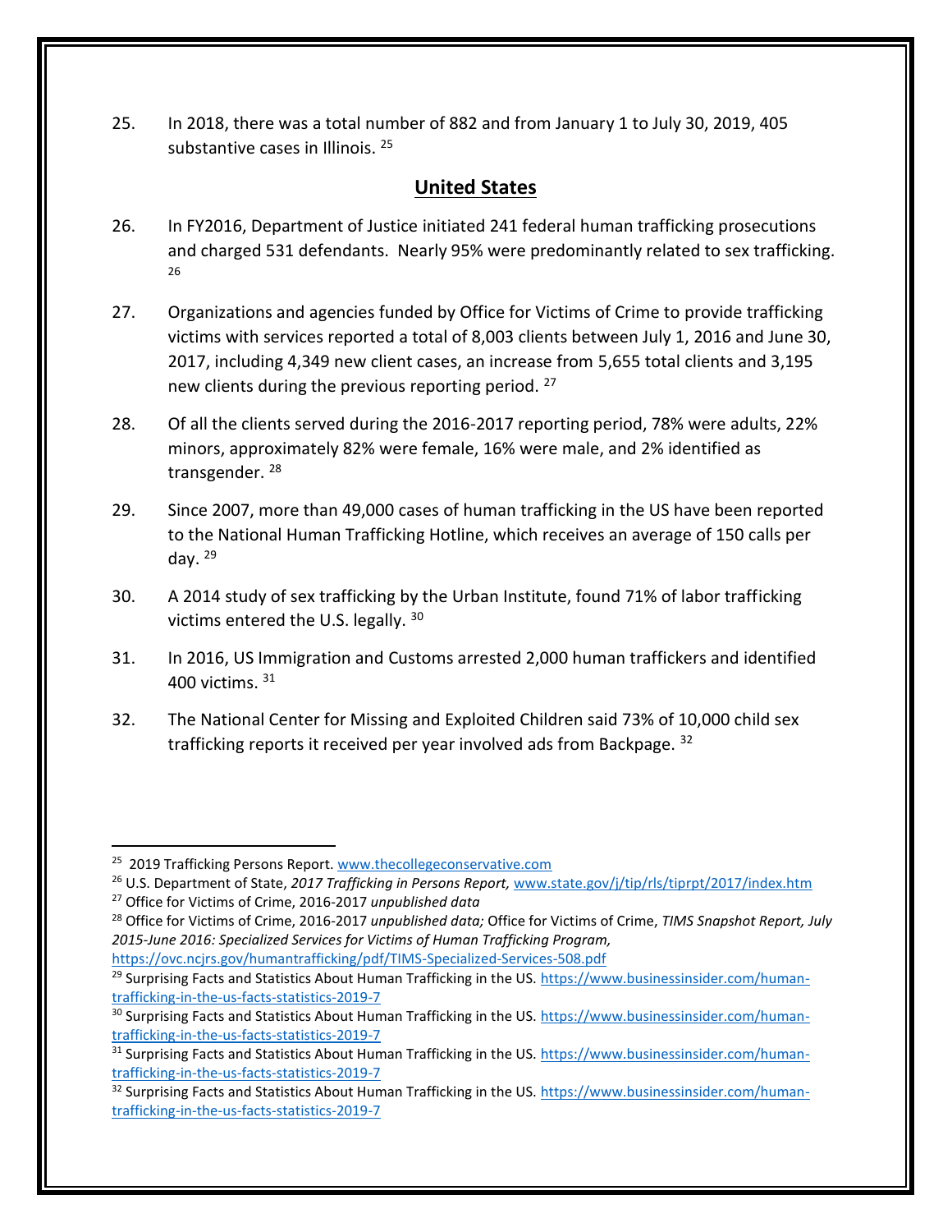25. In 2018, there was a total number of 882 and from January 1 to July 30, 2019, 405 substantive cases in Illinois. [25]

## United States

26. In FY2016, Department of Justice initiated 241 federal human trafficking prosecutions and charged 531 defendants. Nearly 95% were predominantly related to sex trafficking. [26]

27. Organizations and agencies funded by Office for Victims of Crime to provide trafficking victims with services reported a total of 8,003 clients between July 1, 2016 and June 30, 2017, including 4,349 new client cases, an increase from 5,655 total clients and 3,195 new clients during the previous reporting period. [27]

28. Of all the clients served during the 2016-2017 reporting period, 78% were adults, 22% minors, approximately 82% were female, 16% were male, and 2% identified as transgender. [28]

29. Since 2007, more than 49,000 cases of human trafficking in the US have been reported to the National Human Trafficking Hotline, which receives an average of 150 calls per day. [29]

30. A 2014 study of sex trafficking by the Urban Institute, found 71% of labor trafficking victims entered the U.S. legally. [30]

31. In 2016, US Immigration and Customs arrested 2,000 human traffickers and identified 400 victims. [31]

32. The National Center for Missing and Exploited Children said 73% of 10,000 child sex trafficking reports it received per year involved ads from Backpage. [32]

---

[25] 2019 Trafficking Persons Report. www.thecollegeconservative.com

[26] U.S. Department of State, *2017 Trafficking in Persons Report,* www.state.gov/j/tip/rls/tiprpt/2017/index.htm

[27] Office for Victims of Crime, 2016-2017 *unpublished data*

[28] Office for Victims of Crime, 2016-2017 *unpublished data;* Office for Victims of Crime, *TIMS Snapshot Report, July 2015-June 2016: Specialized Services for Victims of Human Trafficking Program,* https://ovc.ncjrs.gov/humantrafficking/pdf/TIMS-Specialized-Services-508.pdf

[29] Surprising Facts and Statistics About Human Trafficking in the US. https://www.businessinsider.com/human-trafficking-in-the-us-facts-statistics-2019-7

[30] Surprising Facts and Statistics About Human Trafficking in the US. https://www.businessinsider.com/human-trafficking-in-the-us-facts-statistics-2019-7

[31] Surprising Facts and Statistics About Human Trafficking in the US. https://www.businessinsider.com/human-trafficking-in-the-us-facts-statistics-2019-7

[32] Surprising Facts and Statistics About Human Trafficking in the US. https://www.businessinsider.com/human-trafficking-in-the-us-facts-statistics-2019-7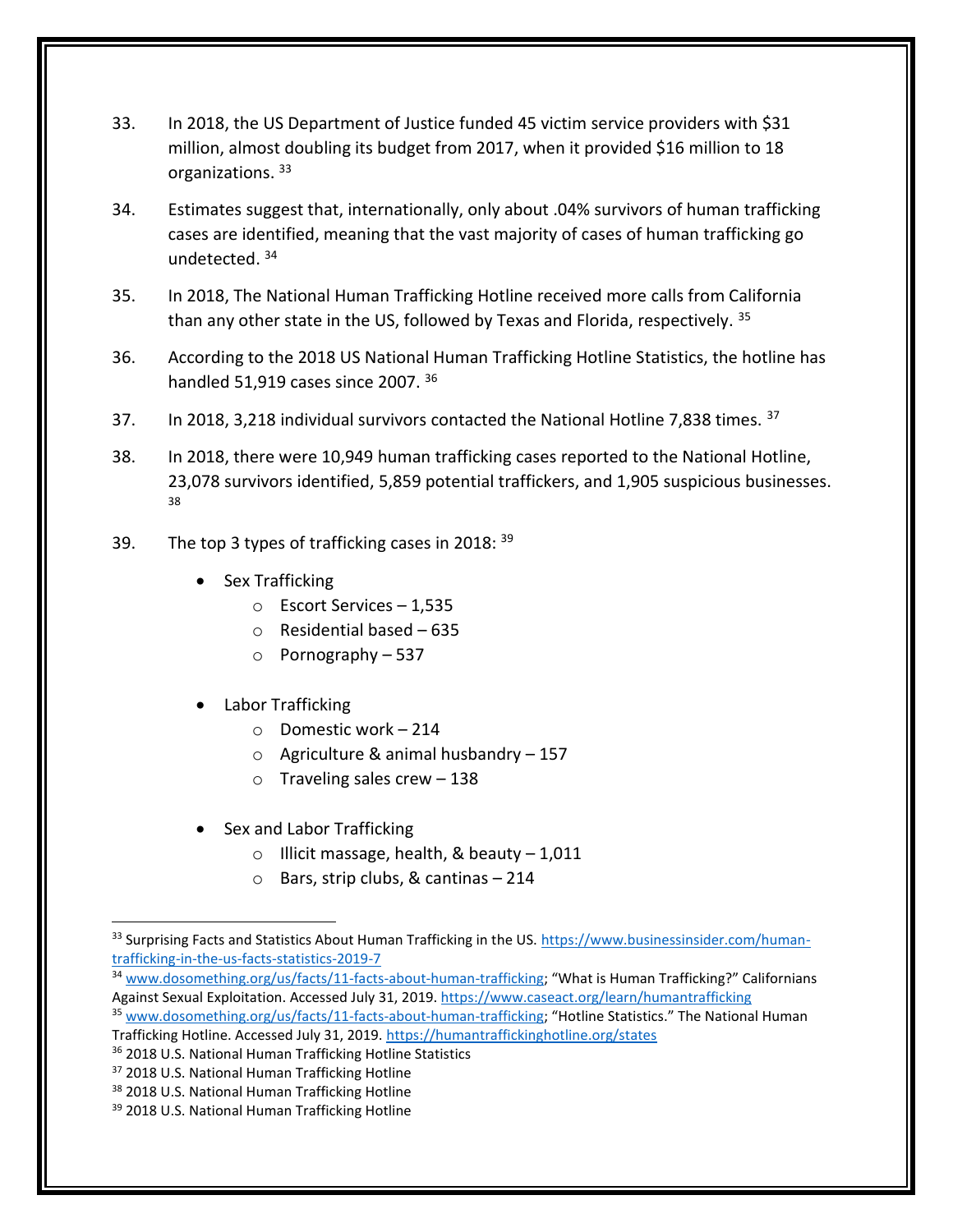33. In 2018, the US Department of Justice funded 45 victim service providers with $31 million, almost doubling its budget from 2017, when it provided $16 million to 18 organizations. [33]

34. Estimates suggest that, internationally, only about .04% survivors of human trafficking cases are identified, meaning that the vast majority of cases of human trafficking go undetected. [34]

35. In 2018, The National Human Trafficking Hotline received more calls from California than any other state in the US, followed by Texas and Florida, respectively. [35]

36. According to the 2018 US National Human Trafficking Hotline Statistics, the hotline has handled 51,919 cases since 2007. [36]

37. In 2018, 3,218 individual survivors contacted the National Hotline 7,838 times. [37]

38. In 2018, there were 10,949 human trafficking cases reported to the National Hotline, 23,078 survivors identified, 5,859 potential traffickers, and 1,905 suspicious businesses. [38]

39. The top 3 types of trafficking cases in 2018: [39]

    - Sex Trafficking
        - Escort Services – 1,535
        - Residential based – 635
        - Pornography – 537

    - Labor Trafficking
        - Domestic work – 214
        - Agriculture & animal husbandry – 157
        - Traveling sales crew – 138

    - Sex and Labor Trafficking
        - Illicit massage, health, & beauty – 1,011
        - Bars, strip clubs, & cantinas – 214

---

[33] Surprising Facts and Statistics About Human Trafficking in the US. https://www.businessinsider.com/human-trafficking-in-the-us-facts-statistics-2019-7

[34] www.dosomething.org/us/facts/11-facts-about-human-trafficking; "What is Human Trafficking?" Californians Against Sexual Exploitation. Accessed July 31, 2019. https://www.caseact.org/learn/humantrafficking

[35] www.dosomething.org/us/facts/11-facts-about-human-trafficking; "Hotline Statistics." The National Human Trafficking Hotline. Accessed July 31, 2019. https://humantraffickinghotline.org/states

[36] 2018 U.S. National Human Trafficking Hotline Statistics

[37] 2018 U.S. National Human Trafficking Hotline

[38] 2018 U.S. National Human Trafficking Hotline

[39] 2018 U.S. National Human Trafficking Hotline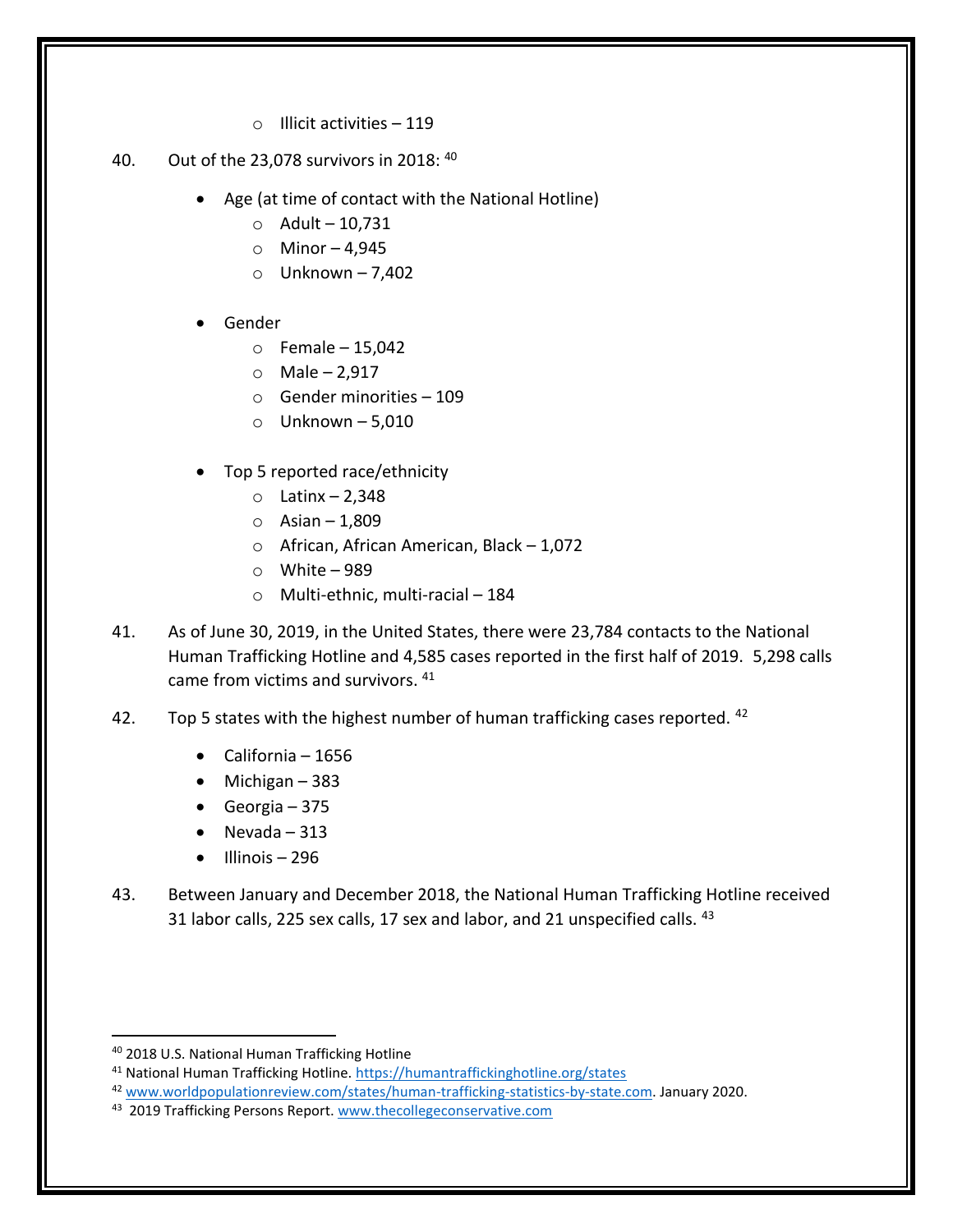- Illicit activities – 119

40. Out of the 23,078 survivors in 2018: [40]

- Age (at time of contact with the National Hotline)
  - Adult – 10,731
  - Minor – 4,945
  - Unknown – 7,402

- Gender
  - Female – 15,042
  - Male – 2,917
  - Gender minorities – 109
  - Unknown – 5,010

- Top 5 reported race/ethnicity
  - Latinx – 2,348
  - Asian – 1,809
  - African, African American, Black – 1,072
  - White – 989
  - Multi-ethnic, multi-racial – 184

41. As of June 30, 2019, in the United States, there were 23,784 contacts to the National Human Trafficking Hotline and 4,585 cases reported in the first half of 2019. 5,298 calls came from victims and survivors. [41]

42. Top 5 states with the highest number of human trafficking cases reported. [42]

- California – 1656
- Michigan – 383
- Georgia – 375
- Nevada – 313
- Illinois – 296

43. Between January and December 2018, the National Human Trafficking Hotline received 31 labor calls, 225 sex calls, 17 sex and labor, and 21 unspecified calls. [43]

---

[40] 2018 U.S. National Human Trafficking Hotline

[41] National Human Trafficking Hotline. https://humantraffickinghotline.org/states

[42] www.worldpopulationreview.com/states/human-trafficking-statistics-by-state.com. January 2020.

[43] 2019 Trafficking Persons Report. www.thecollegeconservative.com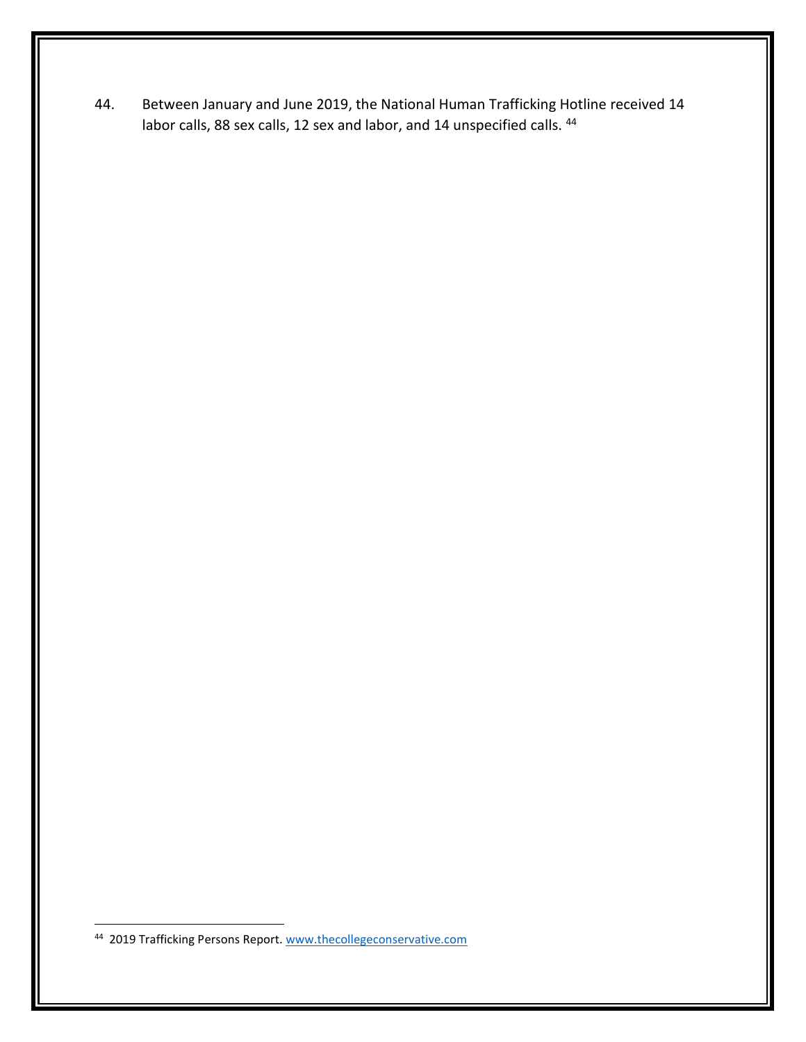44. Between January and June 2019, the National Human Trafficking Hotline received 14 labor calls, 88 sex calls, 12 sex and labor, and 14 unspecified calls. [44]

---

[44] 2019 Trafficking Persons Report. www.thecollegeconservative.com